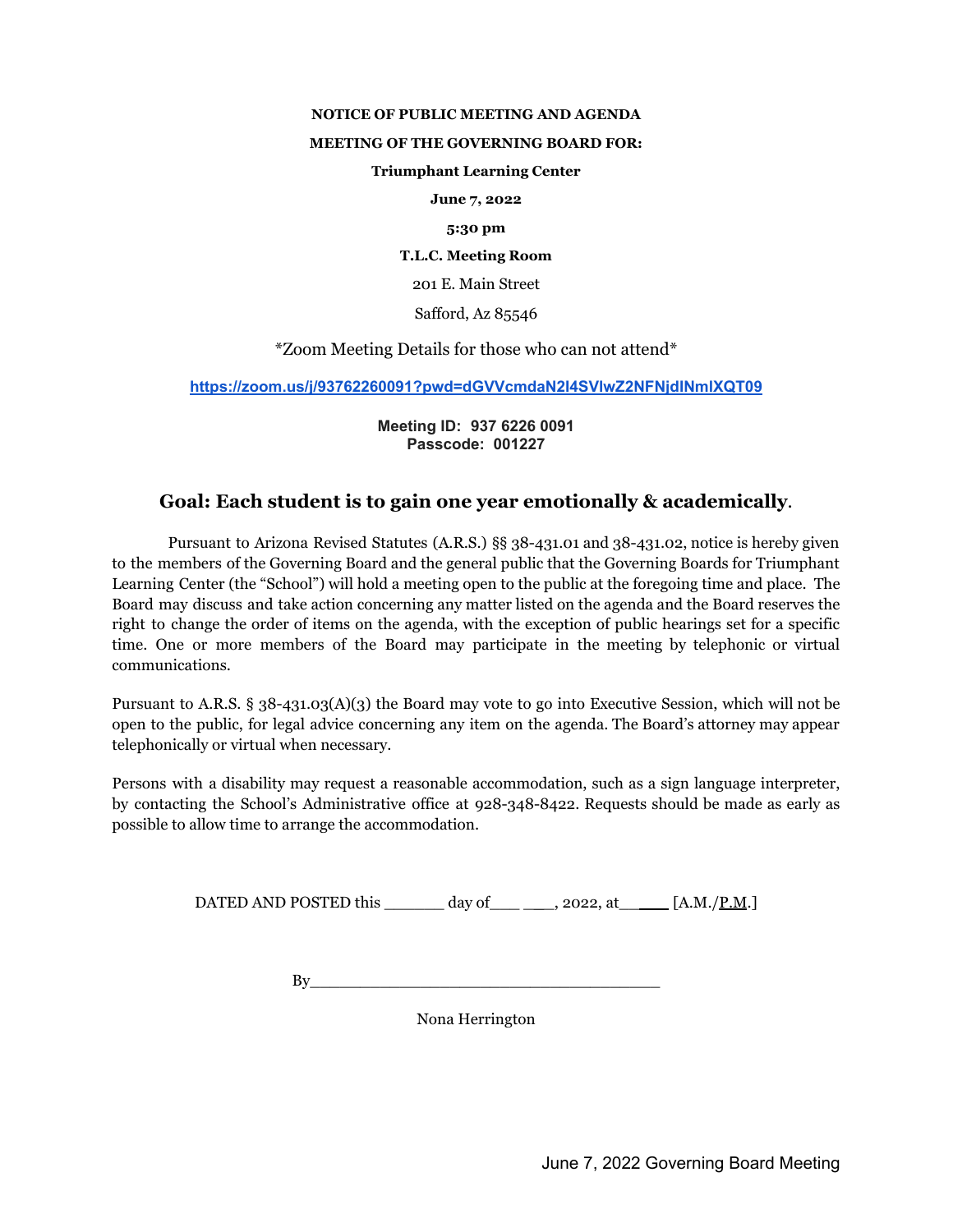**NOTICE OF PUBLIC MEETING AND AGENDA**

**MEETING OF THE GOVERNING BOARD FOR:**

**Triumphant Learning Center**

**June 7, 2022**

**5:30 pm**

**T.L.C. Meeting Room**

201 E. Main Street

Safford, Az 85546

*Zoom Meeting Details for those who can not attend*

[https://zoom.us/j/93762260091?pwd=dGVVcmdaN2l4SVlwZ2NFNjdlNmlXQT09](https://zoom.us/j/93762260091?pwd=dGVVcmdaN2l4SVlwZ2NFNjdlNmlXQT09)

**Meeting ID: 937 6226 0091**
**Passcode: 001227**

## Goal: Each student is to gain one year emotionally & academically.

Pursuant to Arizona Revised Statutes (A.R.S.) §§ 38-431.01 and 38-431.02, notice is hereby given to the members of the Governing Board and the general public that the Governing Boards for Triumphant Learning Center (the "School") will hold a meeting open to the public at the foregoing time and place. The Board may discuss and take action concerning any matter listed on the agenda and the Board reserves the right to change the order of items on the agenda, with the exception of public hearings set for a specific time. One or more members of the Board may participate in the meeting by telephonic or virtual communications.

Pursuant to A.R.S. § 38-431.03(A)(3) the Board may vote to go into Executive Session, which will not be open to the public, for legal advice concerning any item on the agenda. The Board's attorney may appear telephonically or virtual when necessary.

Persons with a disability may request a reasonable accommodation, such as a sign language interpreter, by contacting the School's Administrative office at 928-348-8422. Requests should be made as early as possible to allow time to arrange the accommodation.

DATED AND POSTED this ______ day of___ ___, 2022, at______ [A.M./P.M.]

By____________________________________

Nona Herrington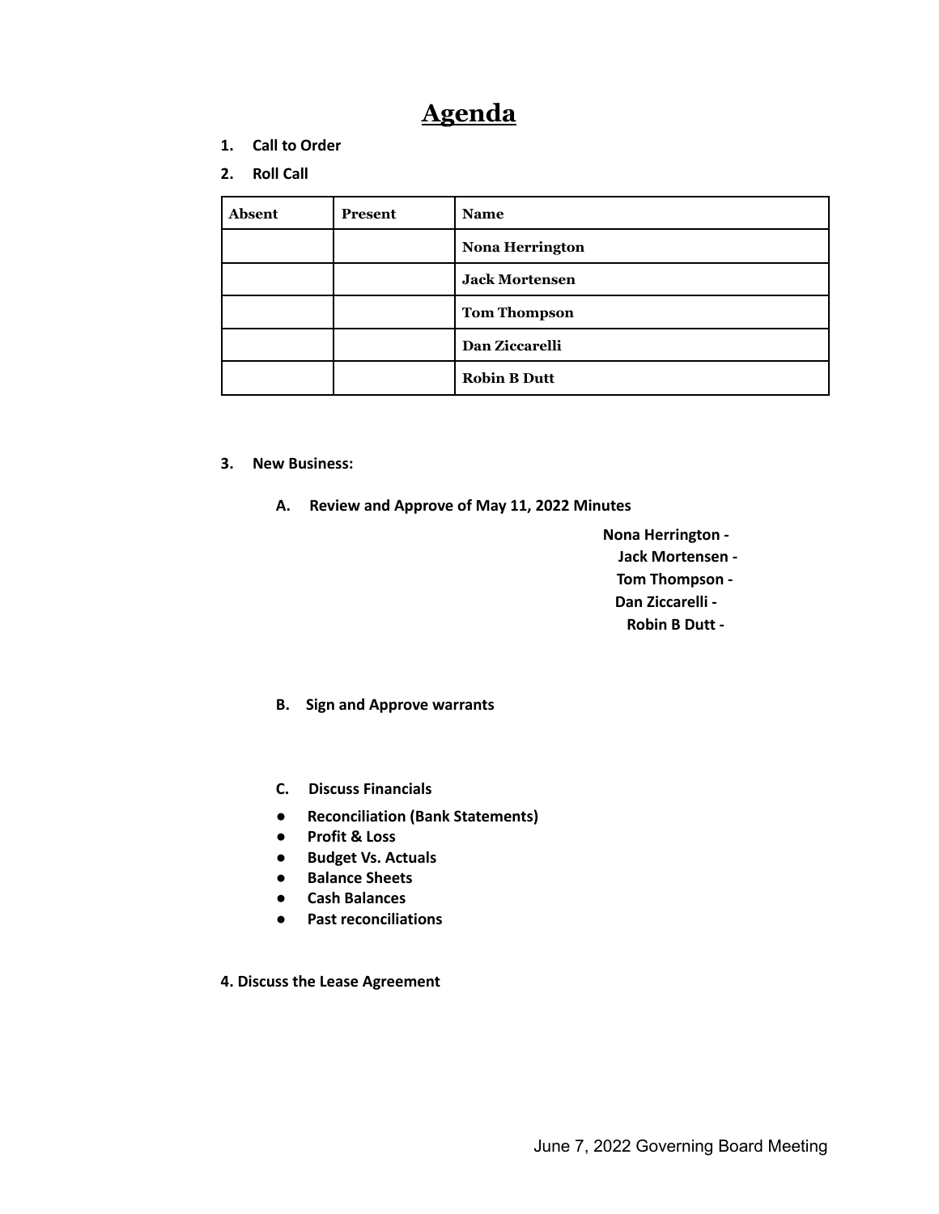# Agenda

1. **Call to Order**
2. **Roll Call**

| Absent | Present | Name |
|---|---|---|
| | | **Nona Herrington** |
| | | **Jack Mortensen** |
| | | **Tom Thompson** |
| | | **Dan Ziccarelli** |
| | | **Robin B Dutt** |

3. **New Business:**

   A. **Review and Approve of May 11, 2022 Minutes**

   **Nona Herrington -**
   **Jack Mortensen -**
   **Tom Thompson -**
   **Dan Ziccarelli -**
   **Robin B Dutt -**

   B. **Sign and Approve warrants**

   C. **Discuss Financials**

   - **Reconciliation (Bank Statements)**
   - **Profit & Loss**
   - **Budget Vs. Actuals**
   - **Balance Sheets**
   - **Cash Balances**
   - **Past reconciliations**

**4. Discuss the Lease Agreement**

June 7, 2022 Governing Board Meeting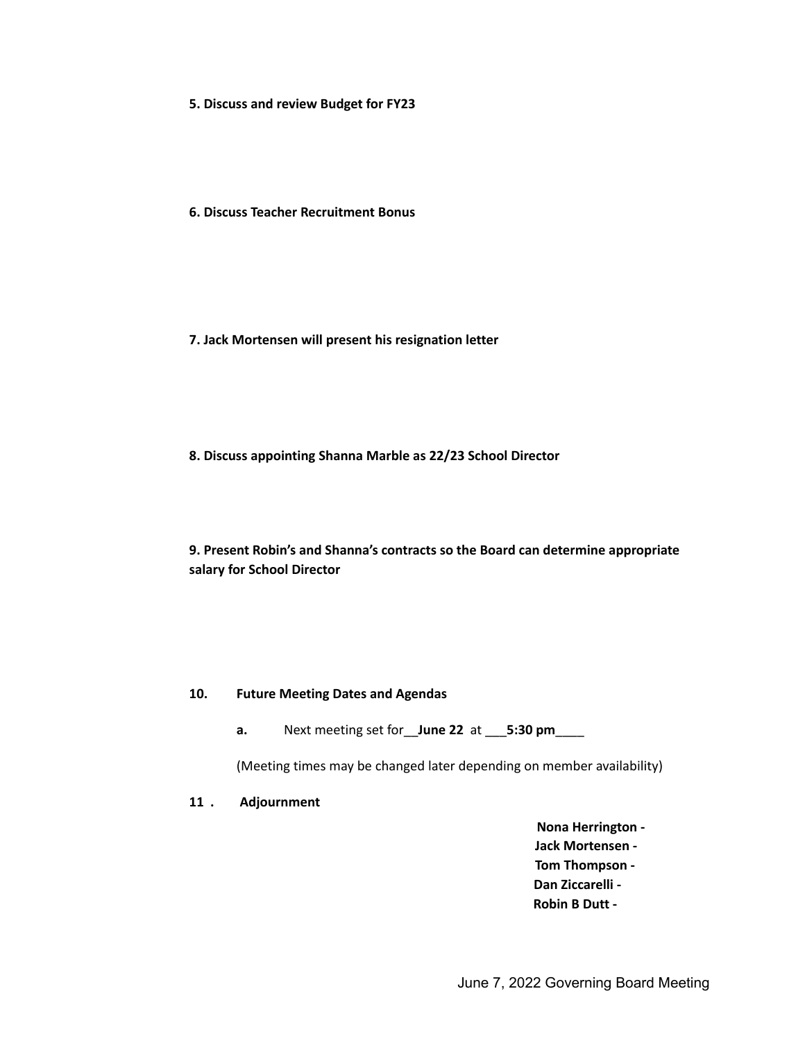**5. Discuss and review Budget for FY23**

**6. Discuss Teacher Recruitment Bonus**

**7. Jack Mortensen will present his resignation letter**

**8. Discuss appointing Shanna Marble as 22/23 School Director**

**9. Present Robin's and Shanna's contracts so the Board can determine appropriate salary for School Director**

**10. Future Meeting Dates and Agendas**

**a.** Next meeting set for__**June 22** at ___**5:30 pm**____

(Meeting times may be changed later depending on member availability)

**11 . Adjournment**

**Nona Herrington -**
**Jack Mortensen -**
**Tom Thompson -**
**Dan Ziccarelli -**
**Robin B Dutt -**

June 7, 2022 Governing Board Meeting